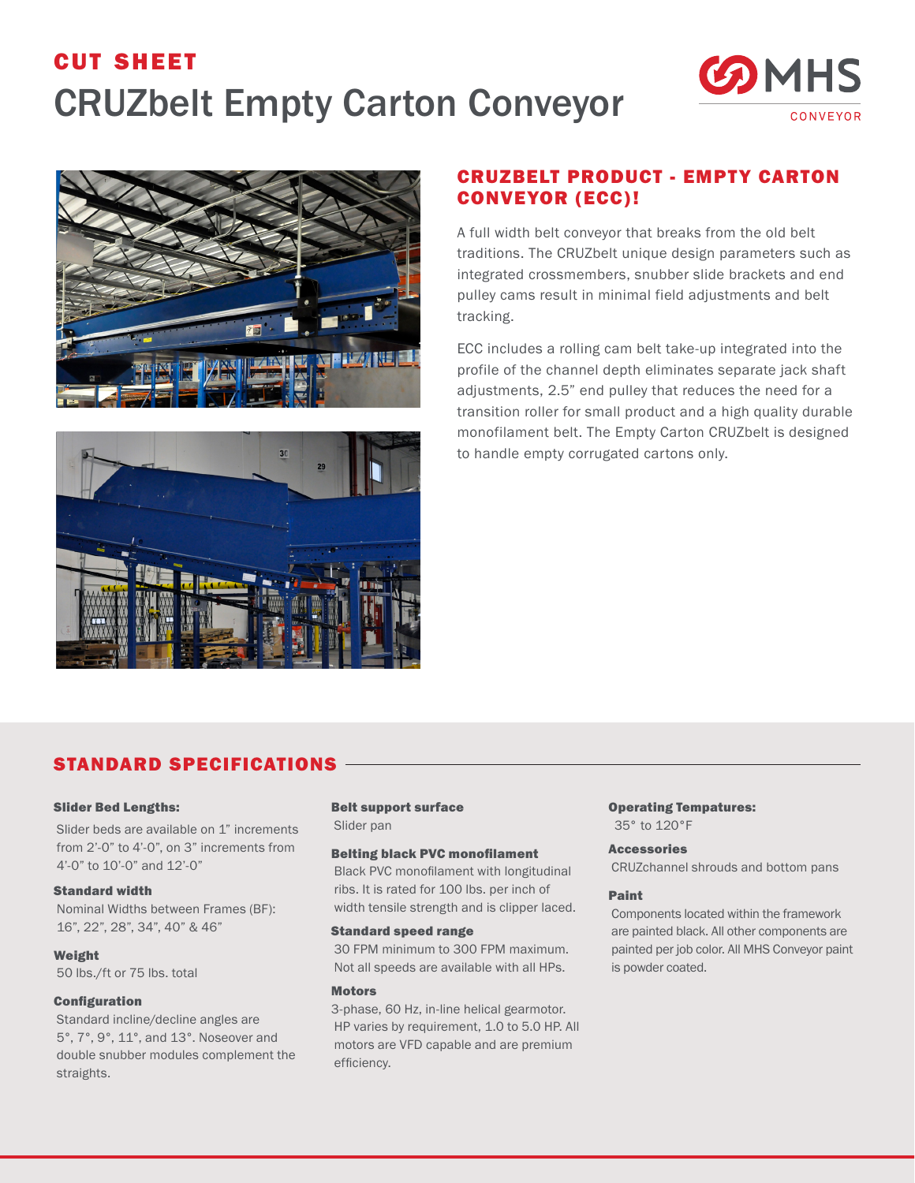# CUT SHEET

# CRUZbelt Empty Carton Conveyor

MHS CONVEYOR

## CRUZBELT PRODUCT - EMPTY CARTON CONVEYOR (ECC)!

A full width belt conveyor that breaks from the old belt traditions. The CRUZbelt unique design parameters such as integrated crossmembers, snubber slide brackets and end pulley cams result in minimal field adjustments and belt tracking.

ECC includes a rolling cam belt take-up integrated into the profile of the channel depth eliminates separate jack shaft adjustments, 2.5" end pulley that reduces the need for a transition roller for small product and a high quality durable monofilament belt. The Empty Carton CRUZbelt is designed to handle empty corrugated cartons only.

## STANDARD SPECIFICATIONS

**Slider Bed Lengths:**

Slider beds are available on 1" increments from 2'-0" to 4'-0", on 3" increments from 4'-0" to 10'-0" and 12'-0"

**Standard width**

Nominal Widths between Frames (BF): 16", 22", 28", 34", 40" & 46"

**Weight**

50 lbs./ft or 75 lbs. total

**Configuration**

Standard incline/decline angles are 5°, 7°, 9°, 11°, and 13°. Noseover and double snubber modules complement the straights.

**Belt support surface**

Slider pan

**Belting black PVC monofilament**

Black PVC monofilament with longitudinal ribs. It is rated for 100 lbs. per inch of width tensile strength and is clipper laced.

**Standard speed range**

30 FPM minimum to 300 FPM maximum. Not all speeds are available with all HPs.

**Motors**

3-phase, 60 Hz, in-line helical gearmotor. HP varies by requirement, 1.0 to 5.0 HP. All motors are VFD capable and are premium efficiency.

**Operating Tempatures:**

35° to 120°F

**Accessories**

CRUZchannel shrouds and bottom pans

**Paint**

Components located within the framework are painted black. All other components are painted per job color. All MHS Conveyor paint is powder coated.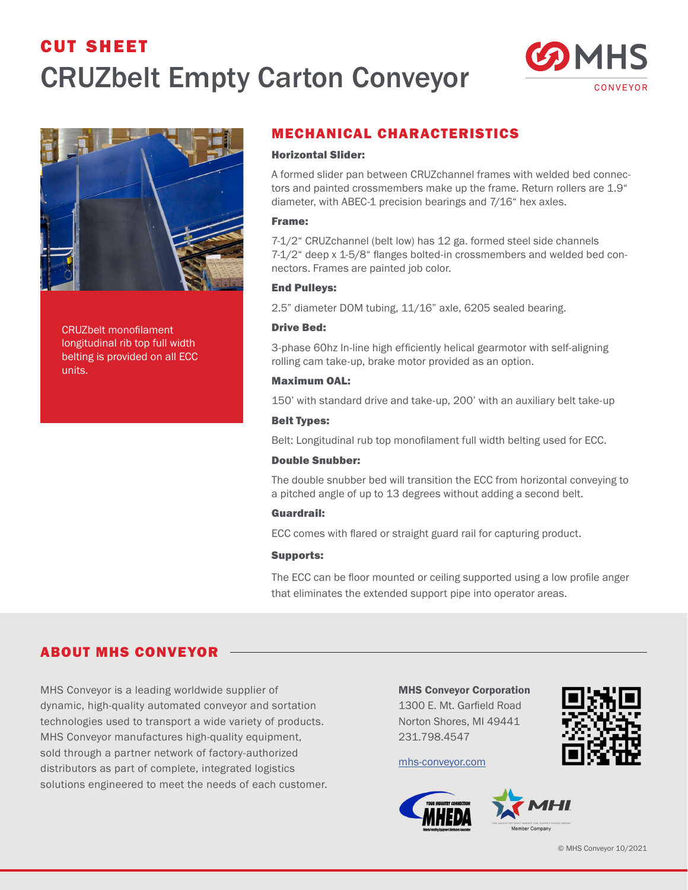# CUT SHEET
# CRUZbelt Empty Carton Conveyor

CRUZbelt monofilament longitudinal rib top full width belting is provided on all ECC units.

## MECHANICAL CHARACTERISTICS

### Horizontal Slider:

A formed slider pan between CRUZchannel frames with welded bed connectors and painted crossmembers make up the frame. Return rollers are 1.9" diameter, with ABEC-1 precision bearings and 7/16" hex axles.

### Frame:

7-1/2" CRUZchannel (belt low) has 12 ga. formed steel side channels 7-1/2" deep x 1-5/8" flanges bolted-in crossmembers and welded bed connectors. Frames are painted job color.

### End Pulleys:

2.5" diameter DOM tubing, 11/16" axle, 6205 sealed bearing.

### Drive Bed:

3-phase 60hz In-line high efficiently helical gearmotor with self-aligning rolling cam take-up, brake motor provided as an option.

### Maximum OAL:

150' with standard drive and take-up, 200' with an auxiliary belt take-up

### Belt Types:

Belt: Longitudinal rub top monofilament full width belting used for ECC.

### Double Snubber:

The double snubber bed will transition the ECC from horizontal conveying to a pitched angle of up to 13 degrees without adding a second belt.

### Guardrail:

ECC comes with flared or straight guard rail for capturing product.

### Supports:

The ECC can be floor mounted or ceiling supported using a low profile anger that eliminates the extended support pipe into operator areas.

## ABOUT MHS CONVEYOR

MHS Conveyor is a leading worldwide supplier of dynamic, high-quality automated conveyor and sortation technologies used to transport a wide variety of products. MHS Conveyor manufactures high-quality equipment, sold through a partner network of factory-authorized distributors as part of complete, integrated logistics solutions engineered to meet the needs of each customer.

**MHS Conveyor Corporation**
1300 E. Mt. Garfield Road
Norton Shores, MI 49441
231.798.4547

mhs-conveyor.com

© MHS Conveyor 10/2021